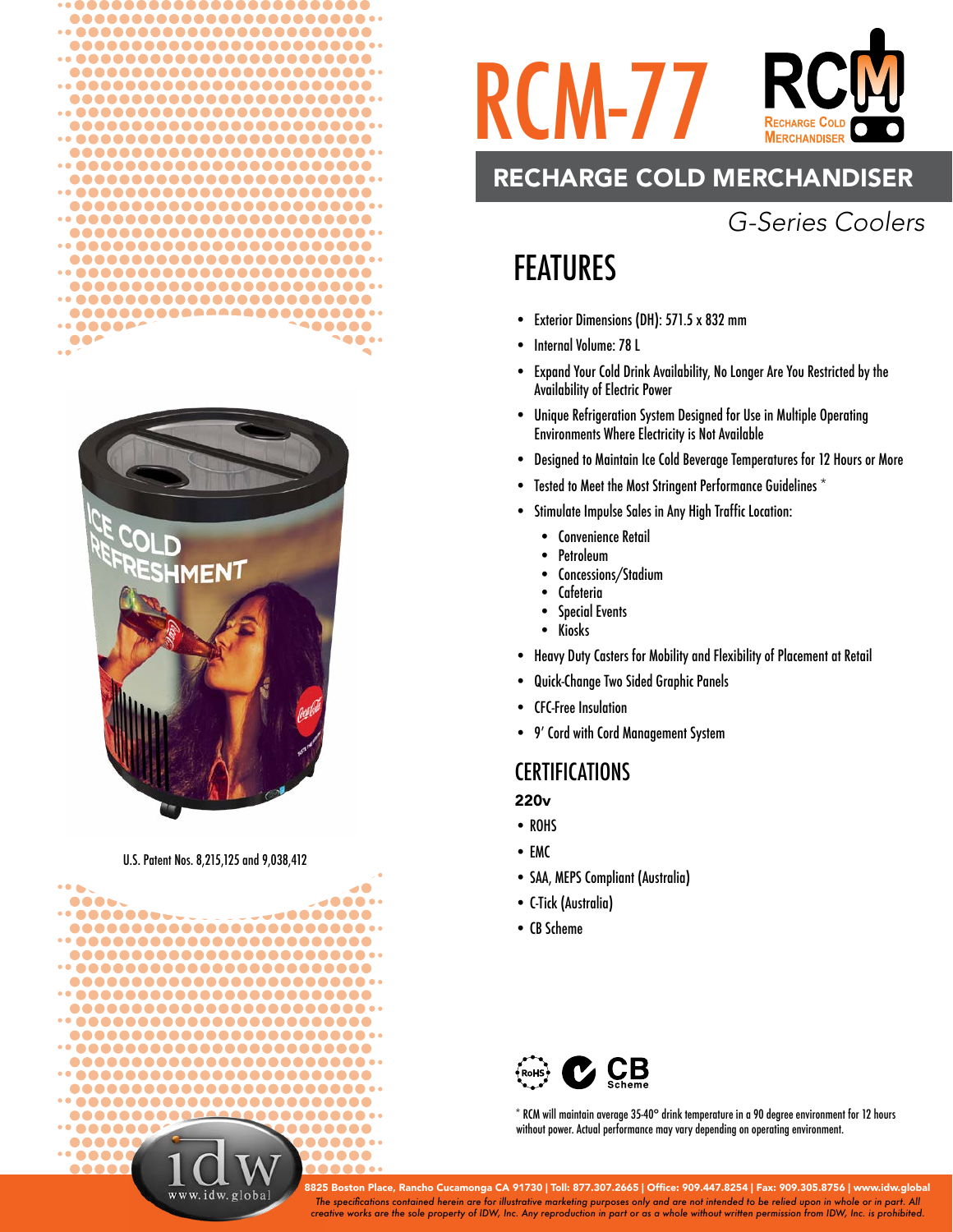# RCM-77

RCM
RECHARGE COLD MERCHANDISER

## RECHARGE COLD MERCHANDISER

*G-Series Coolers*

## FEATURES

- Exterior Dimensions (DH): 571.5 x 832 mm
- Internal Volume: 78 L
- Expand Your Cold Drink Availability, No Longer Are You Restricted by the Availability of Electric Power
- Unique Refrigeration System Designed for Use in Multiple Operating Environments Where Electricity is Not Available
- Designed to Maintain Ice Cold Beverage Temperatures for 12 Hours or More
- Tested to Meet the Most Stringent Performance Guidelines *
- Stimulate Impulse Sales in Any High Traffic Location:
  - Convenience Retail
  - Petroleum
  - Concessions/Stadium
  - Cafeteria
  - Special Events
  - Kiosks
- Heavy Duty Casters for Mobility and Flexibility of Placement at Retail
- Quick-Change Two Sided Graphic Panels
- CFC-Free Insulation
- 9' Cord with Cord Management System

U.S. Patent Nos. 8,215,125 and 9,038,412

## CERTIFICATIONS

**220v**

- ROHS
- EMC
- SAA, MEPS Compliant (Australia)
- C-Tick (Australia)
- CB Scheme

\* RCM will maintain average 35-40° drink temperature in a 90 degree environment for 12 hours without power. Actual performance may vary depending on operating environment.

8825 Boston Place, Rancho Cucamonga CA 91730 | Toll: 877.307.2665 | Office: 909.447.8254 | Fax: 909.305.8756 | www.idw.global

*The specifications contained herein are for illustrative marketing purposes only and are not intended to be relied upon in whole or in part. All creative works are the sole property of IDW, Inc. Any reproduction in part or as a whole without written permission from IDW, Inc. is prohibited.*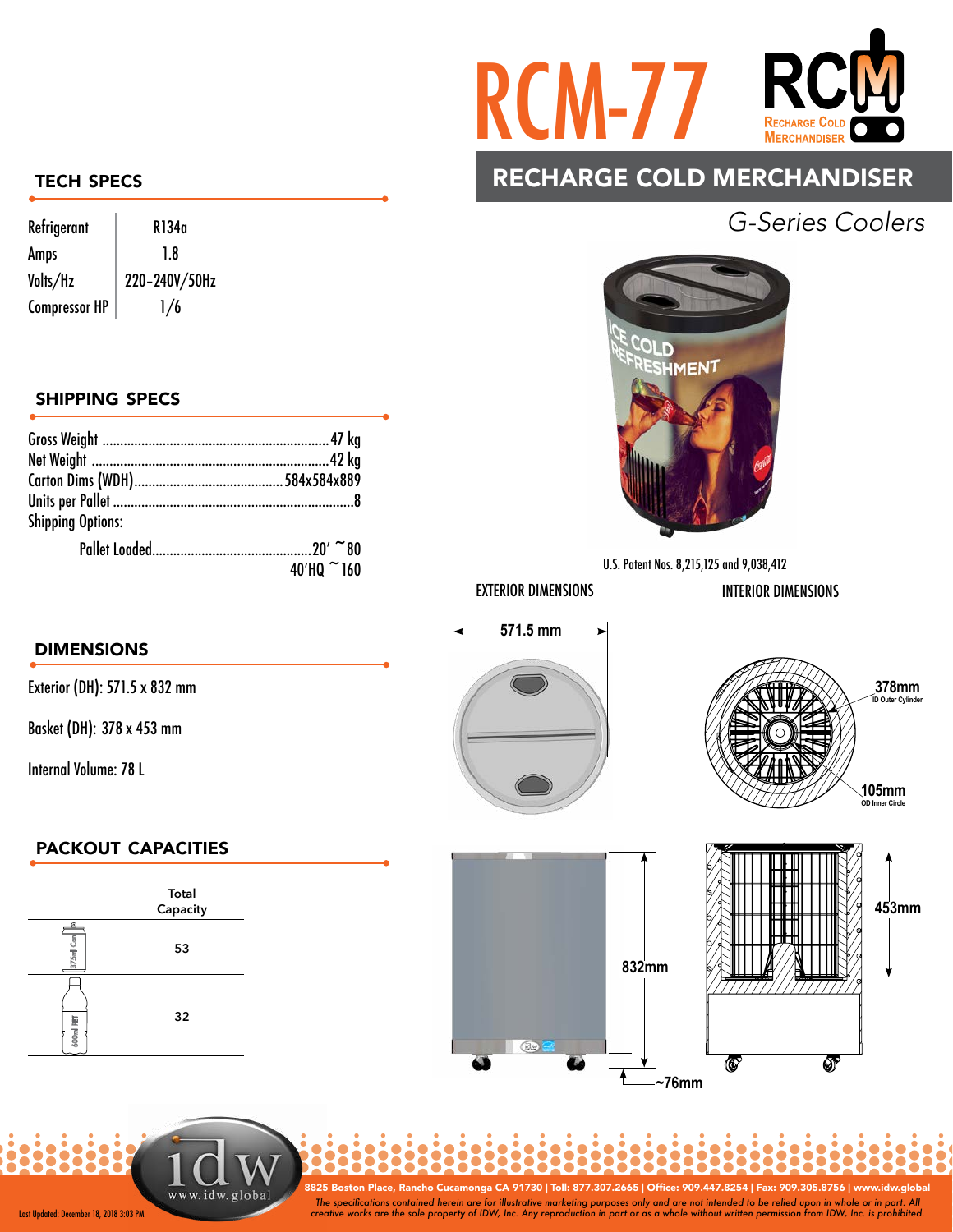# RCM-77

## RECHARGE COLD MERCHANDISER

*G-Series Coolers*

### TECH SPECS

| Refrigerant | R134a |
|---|---|
| Amps | 1.8 |
| Volts/Hz | 220-240V/50Hz |
| Compressor HP | 1/6 |

### SHIPPING SPECS

Gross Weight ............................................ 47 kg
Net Weight ............................................ 42 kg
Carton Dims (WDH) .................................. 584x584x889
Units per Pallet ............................................ 8
Shipping Options:

Pallet Loaded ............................................ 20' ~80
40'HQ ~160

### DIMENSIONS

Exterior (DH): 571.5 x 832 mm

Basket (DH): 378 x 453 mm

Internal Volume: 78 L

### PACKOUT CAPACITIES

| | Total Capacity |
|---|---|
| 375ml Can | 53 |
| 600ml PET | 32 |

U.S. Patent Nos. 8,215,125 and 9,038,412

EXTERIOR DIMENSIONS

571.5 mm

832mm

~76mm

INTERIOR DIMENSIONS

378mm ID Outer Cylinder

105mm OD Inner Circle

453mm

8825 Boston Place, Rancho Cucamonga CA 91730 | Toll: 877.307.2665 | Office: 909.447.8254 | Fax: 909.305.8756 | www.idw.global

*The specifications contained herein are for illustrative marketing purposes only and are not intended to be relied upon in whole or in part. All creative works are the sole property of IDW, Inc. Any reproduction in part or as a whole without written permission from IDW, Inc. is prohibited.*

Last Updated: December 18, 2018 3:03 PM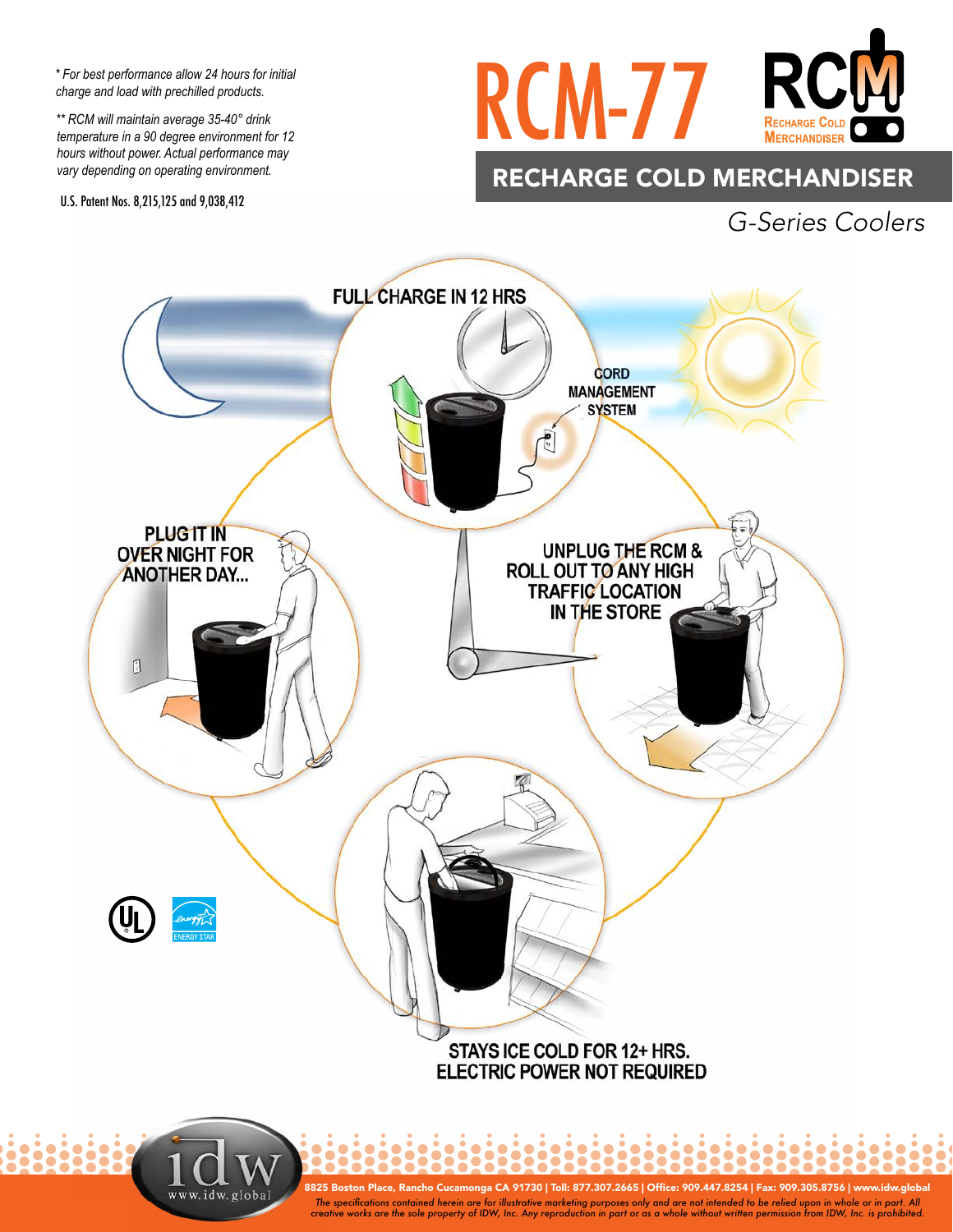*\* For best performance allow 24 hours for initial charge and load with prechilled products.*

*\*\* RCM will maintain average 35-40° drink temperature in a 90 degree environment for 12 hours without power. Actual performance may vary depending on operating environment.*

U.S. Patent Nos. 8,215,125 and 9,038,412

# RCM-77

RCM
Recharge Cold Merchandiser

## RECHARGE COLD MERCHANDISER

*G-Series Coolers*

FULL CHARGE IN 12 HRS

CORD MANAGEMENT SYSTEM

UNPLUG THE RCM & ROLL OUT TO ANY HIGH TRAFFIC LOCATION IN THE STORE

STAYS ICE COLD FOR 12+ HRS. ELECTRIC POWER NOT REQUIRED

PLUG IT IN OVER NIGHT FOR ANOTHER DAY...

ENERGY STAR

idw
www.idw.global

8825 Boston Place, Rancho Cucamonga CA 91730 | Toll: 877.307.2665 | Office: 909.447.8254 | Fax: 909.305.8756 | www.idw.global

*The specifications contained herein are for illustrative marketing purposes only and are not intended to be relied upon in whole or in part. All creative works are the sole property of IDW, Inc. Any reproduction in part or as a whole without written permission from IDW, Inc. is prohibited.*